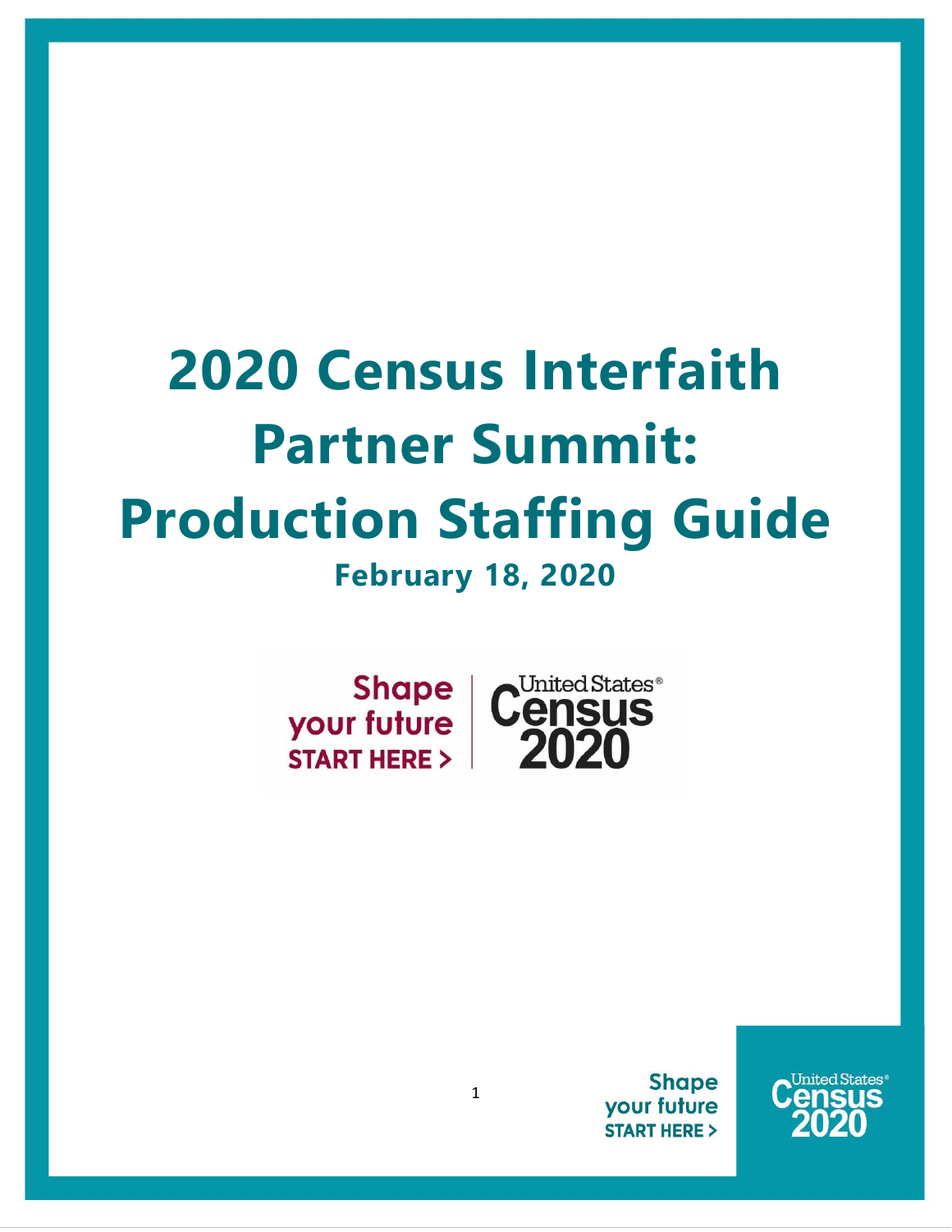# 2020 Census Interfaith Partner Summit: Production Staffing Guide

**February 18, 2020**

Shape your future START HERE > | United States Census 2020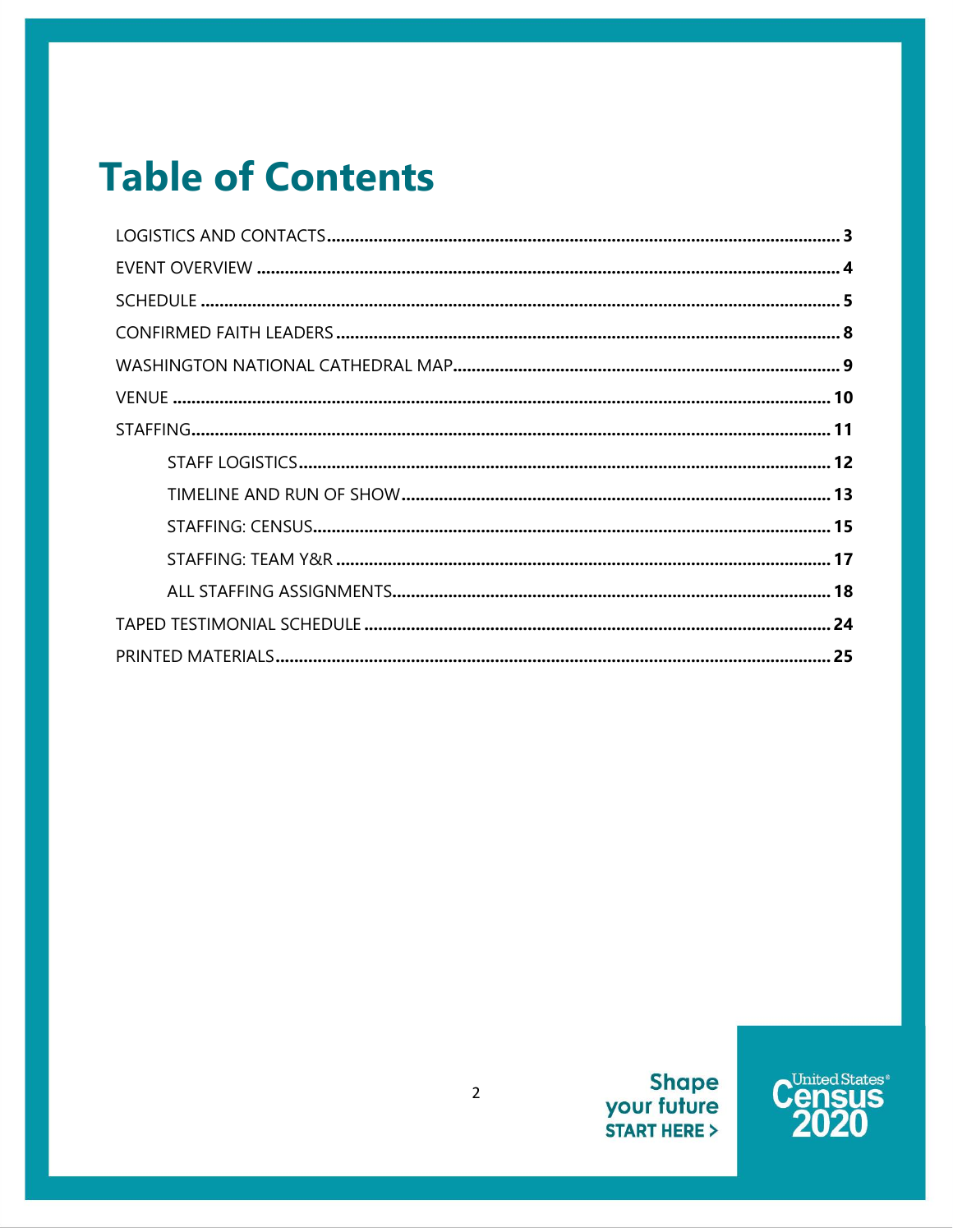# Table of Contents

- LOGISTICS AND CONTACTS ..... 3
- EVENT OVERVIEW ..... 4
- SCHEDULE ..... 5
- CONFIRMED FAITH LEADERS ..... 8
- WASHINGTON NATIONAL CATHEDRAL MAP ..... 9
- VENUE ..... 10
- STAFFING ..... 11
  - STAFF LOGISTICS ..... 12
  - TIMELINE AND RUN OF SHOW ..... 13
  - STAFFING: CENSUS ..... 15
  - STAFFING: TEAM Y&R ..... 17
  - ALL STAFFING ASSIGNMENTS ..... 18
- TAPED TESTIMONIAL SCHEDULE ..... 24
- PRINTED MATERIALS ..... 25

Shape your future START HERE >

United States® Census 2020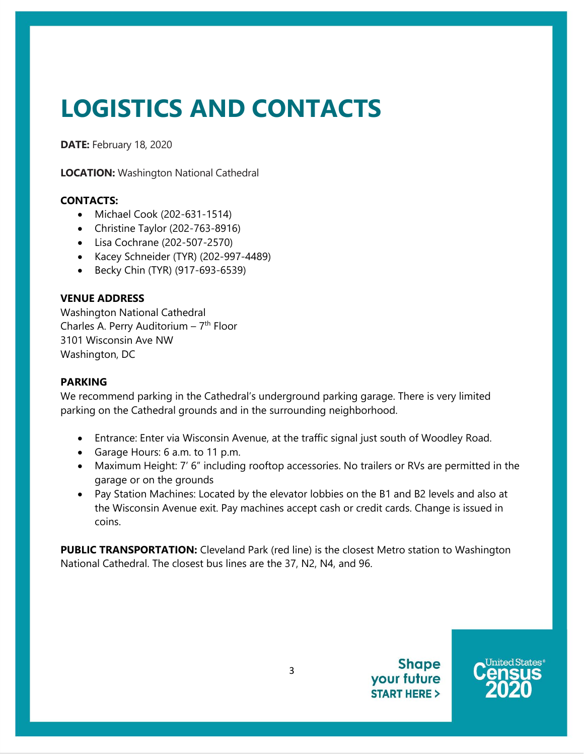# LOGISTICS AND CONTACTS

**DATE:** February 18, 2020

**LOCATION:** Washington National Cathedral

**CONTACTS:**

- Michael Cook (202-631-1514)
- Christine Taylor (202-763-8916)
- Lisa Cochrane (202-507-2570)
- Kacey Schneider (TYR) (202-997-4489)
- Becky Chin (TYR) (917-693-6539)

**VENUE ADDRESS**

Washington National Cathedral
Charles A. Perry Auditorium – 7th Floor
3101 Wisconsin Ave NW
Washington, DC

**PARKING**

We recommend parking in the Cathedral's underground parking garage. There is very limited parking on the Cathedral grounds and in the surrounding neighborhood.

- Entrance: Enter via Wisconsin Avenue, at the traffic signal just south of Woodley Road.
- Garage Hours: 6 a.m. to 11 p.m.
- Maximum Height: 7′ 6″ including rooftop accessories. No trailers or RVs are permitted in the garage or on the grounds
- Pay Station Machines: Located by the elevator lobbies on the B1 and B2 levels and also at the Wisconsin Avenue exit. Pay machines accept cash or credit cards. Change is issued in coins.

**PUBLIC TRANSPORTATION:** Cleveland Park (red line) is the closest Metro station to Washington National Cathedral. The closest bus lines are the 37, N2, N4, and 96.

Shape your future START HERE >

United States Census 2020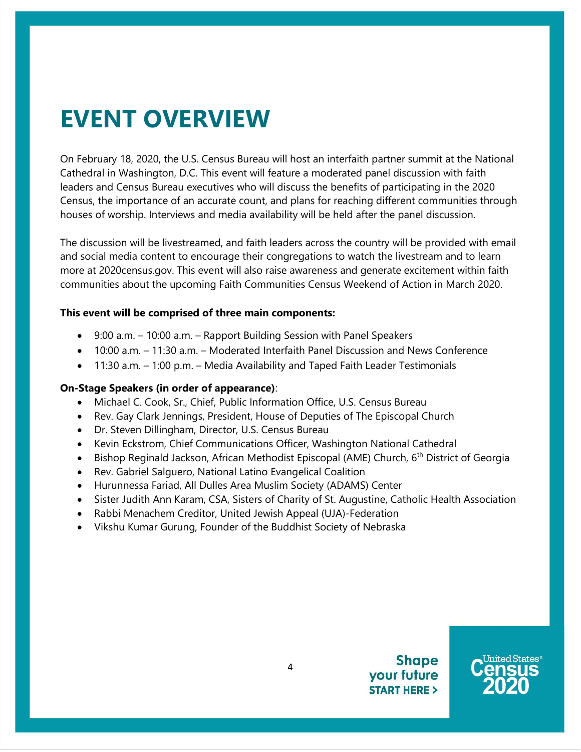# EVENT OVERVIEW

On February 18, 2020, the U.S. Census Bureau will host an interfaith partner summit at the National Cathedral in Washington, D.C. This event will feature a moderated panel discussion with faith leaders and Census Bureau executives who will discuss the benefits of participating in the 2020 Census, the importance of an accurate count, and plans for reaching different communities through houses of worship. Interviews and media availability will be held after the panel discussion.

The discussion will be livestreamed, and faith leaders across the country will be provided with email and social media content to encourage their congregations to watch the livestream and to learn more at 2020census.gov. This event will also raise awareness and generate excitement within faith communities about the upcoming Faith Communities Census Weekend of Action in March 2020.

**This event will be comprised of three main components:**

- 9:00 a.m. – 10:00 a.m. – Rapport Building Session with Panel Speakers
- 10:00 a.m. – 11:30 a.m. – Moderated Interfaith Panel Discussion and News Conference
- 11:30 a.m. – 1:00 p.m. – Media Availability and Taped Faith Leader Testimonials

**On-Stage Speakers (in order of appearance)**:

- Michael C. Cook, Sr., Chief, Public Information Office, U.S. Census Bureau
- Rev. Gay Clark Jennings, President, House of Deputies of The Episcopal Church
- Dr. Steven Dillingham, Director, U.S. Census Bureau
- Kevin Eckstrom, Chief Communications Officer, Washington National Cathedral
- Bishop Reginald Jackson, African Methodist Episcopal (AME) Church, 6th District of Georgia
- Rev. Gabriel Salguero, National Latino Evangelical Coalition
- Hurunnessa Fariad, All Dulles Area Muslim Society (ADAMS) Center
- Sister Judith Ann Karam, CSA, Sisters of Charity of St. Augustine, Catholic Health Association
- Rabbi Menachem Creditor, United Jewish Appeal (UJA)-Federation
- Vikshu Kumar Gurung, Founder of the Buddhist Society of Nebraska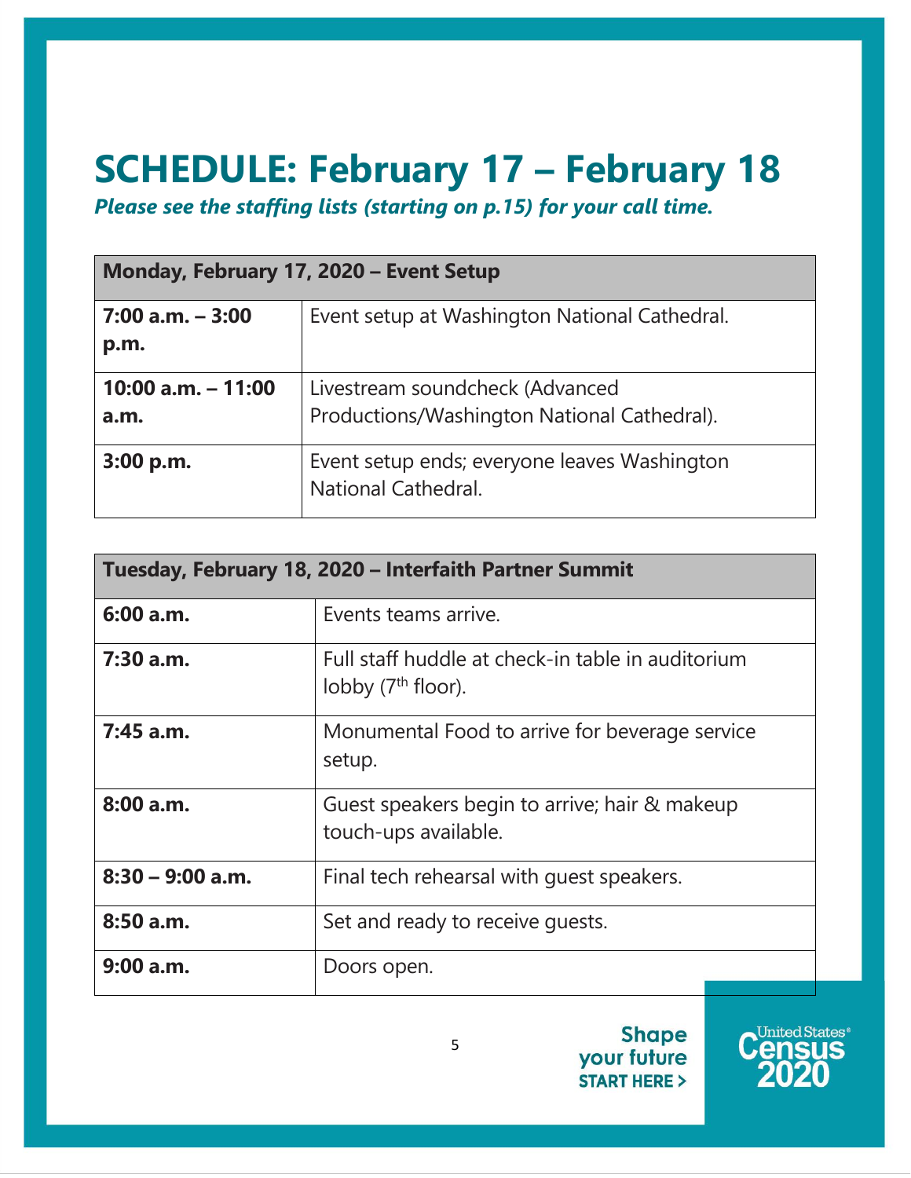# SCHEDULE: February 17 – February 18

***Please see the staffing lists (starting on p.15) for your call time.***

| **Monday, February 17, 2020 – Event Setup** | |
|---|---|
| **7:00 a.m. – 3:00 p.m.** | Event setup at Washington National Cathedral. |
| **10:00 a.m. – 11:00 a.m.** | Livestream soundcheck (Advanced Productions/Washington National Cathedral). |
| **3:00 p.m.** | Event setup ends; everyone leaves Washington National Cathedral. |

| **Tuesday, February 18, 2020 – Interfaith Partner Summit** | |
|---|---|
| **6:00 a.m.** | Events teams arrive. |
| **7:30 a.m.** | Full staff huddle at check-in table in auditorium lobby (7th floor). |
| **7:45 a.m.** | Monumental Food to arrive for beverage service setup. |
| **8:00 a.m.** | Guest speakers begin to arrive; hair & makeup touch-ups available. |
| **8:30 – 9:00 a.m.** | Final tech rehearsal with guest speakers. |
| **8:50 a.m.** | Set and ready to receive guests. |
| **9:00 a.m.** | Doors open. |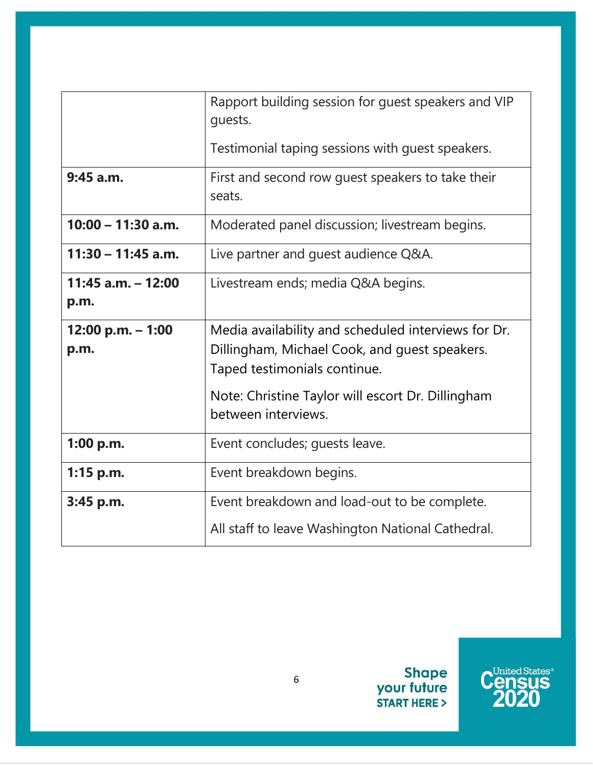| | |
|---|---|
| | Rapport building session for guest speakers and VIP guests.<br><br>Testimonial taping sessions with guest speakers. |
| **9:45 a.m.** | First and second row guest speakers to take their seats. |
| **10:00 – 11:30 a.m.** | Moderated panel discussion; livestream begins. |
| **11:30 – 11:45 a.m.** | Live partner and guest audience Q&A. |
| **11:45 a.m. – 12:00 p.m.** | Livestream ends; media Q&A begins. |
| **12:00 p.m. – 1:00 p.m.** | Media availability and scheduled interviews for Dr. Dillingham, Michael Cook, and guest speakers. Taped testimonials continue.<br><br>Note: Christine Taylor will escort Dr. Dillingham between interviews. |
| **1:00 p.m.** | Event concludes; guests leave. |
| **1:15 p.m.** | Event breakdown begins. |
| **3:45 p.m.** | Event breakdown and load-out to be complete.<br><br>All staff to leave Washington National Cathedral. |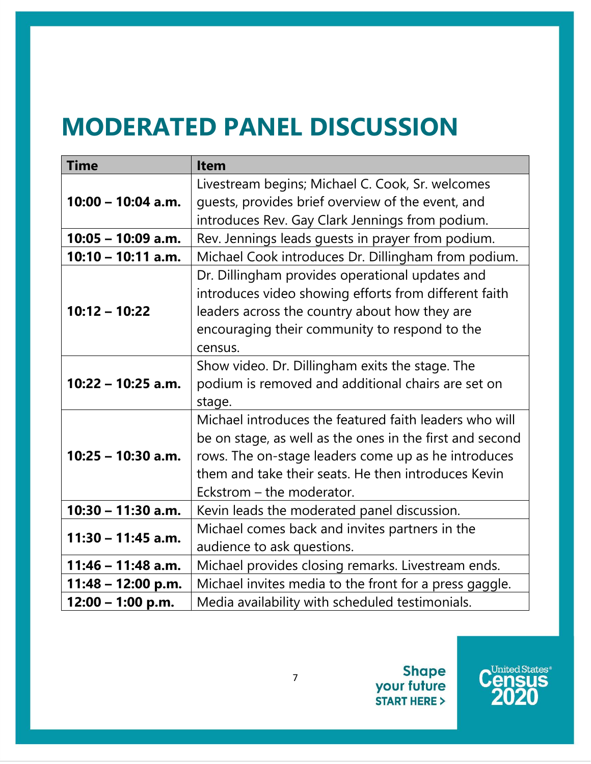# MODERATED PANEL DISCUSSION

| Time | Item |
|---|---|
| **10:00 – 10:04 a.m.** | Livestream begins; Michael C. Cook, Sr. welcomes guests, provides brief overview of the event, and introduces Rev. Gay Clark Jennings from podium. |
| **10:05 – 10:09 a.m.** | Rev. Jennings leads guests in prayer from podium. |
| **10:10 – 10:11 a.m.** | Michael Cook introduces Dr. Dillingham from podium. |
| **10:12 – 10:22** | Dr. Dillingham provides operational updates and introduces video showing efforts from different faith leaders across the country about how they are encouraging their community to respond to the census. |
| **10:22 – 10:25 a.m.** | Show video. Dr. Dillingham exits the stage. The podium is removed and additional chairs are set on stage. |
| **10:25 – 10:30 a.m.** | Michael introduces the featured faith leaders who will be on stage, as well as the ones in the first and second rows. The on-stage leaders come up as he introduces them and take their seats. He then introduces Kevin Eckstrom – the moderator. |
| **10:30 – 11:30 a.m.** | Kevin leads the moderated panel discussion. |
| **11:30 – 11:45 a.m.** | Michael comes back and invites partners in the audience to ask questions. |
| **11:46 – 11:48 a.m.** | Michael provides closing remarks. Livestream ends. |
| **11:48 – 12:00 p.m.** | Michael invites media to the front for a press gaggle. |
| **12:00 – 1:00 p.m.** | Media availability with scheduled testimonials. |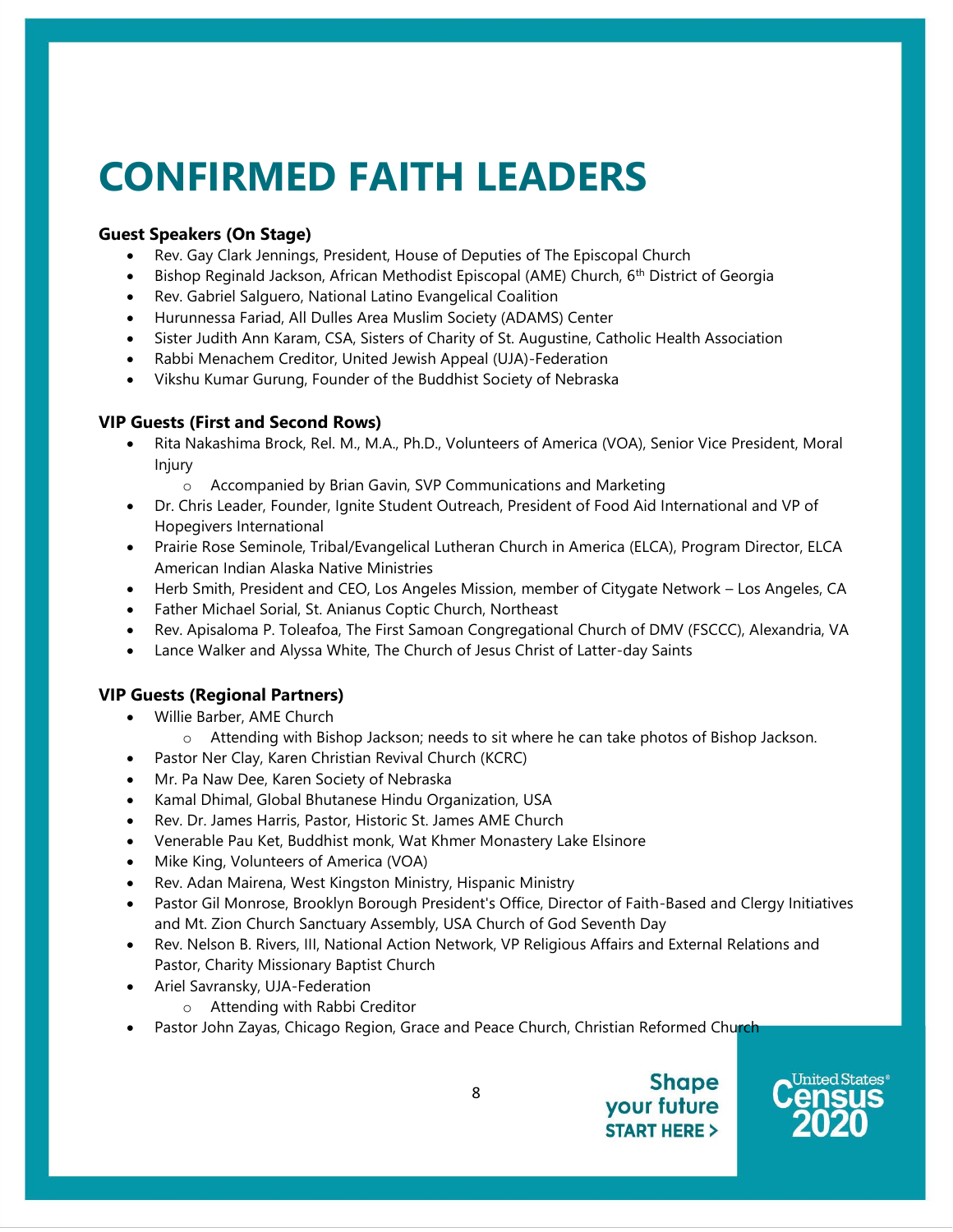# CONFIRMED FAITH LEADERS

**Guest Speakers (On Stage)**

- Rev. Gay Clark Jennings, President, House of Deputies of The Episcopal Church
- Bishop Reginald Jackson, African Methodist Episcopal (AME) Church, 6th District of Georgia
- Rev. Gabriel Salguero, National Latino Evangelical Coalition
- Hurunnessa Fariad, All Dulles Area Muslim Society (ADAMS) Center
- Sister Judith Ann Karam, CSA, Sisters of Charity of St. Augustine, Catholic Health Association
- Rabbi Menachem Creditor, United Jewish Appeal (UJA)-Federation
- Vikshu Kumar Gurung, Founder of the Buddhist Society of Nebraska

**VIP Guests (First and Second Rows)**

- Rita Nakashima Brock, Rel. M., M.A., Ph.D., Volunteers of America (VOA), Senior Vice President, Moral Injury
    - Accompanied by Brian Gavin, SVP Communications and Marketing
- Dr. Chris Leader, Founder, Ignite Student Outreach, President of Food Aid International and VP of Hopegivers International
- Prairie Rose Seminole, Tribal/Evangelical Lutheran Church in America (ELCA), Program Director, ELCA American Indian Alaska Native Ministries
- Herb Smith, President and CEO, Los Angeles Mission, member of Citygate Network – Los Angeles, CA
- Father Michael Sorial, St. Anianus Coptic Church, Northeast
- Rev. Apisaloma P. Toleafoa, The First Samoan Congregational Church of DMV (FSCCC), Alexandria, VA
- Lance Walker and Alyssa White, The Church of Jesus Christ of Latter-day Saints

**VIP Guests (Regional Partners)**

- Willie Barber, AME Church
    - Attending with Bishop Jackson; needs to sit where he can take photos of Bishop Jackson.
- Pastor Ner Clay, Karen Christian Revival Church (KCRC)
- Mr. Pa Naw Dee, Karen Society of Nebraska
- Kamal Dhimal, Global Bhutanese Hindu Organization, USA
- Rev. Dr. James Harris, Pastor, Historic St. James AME Church
- Venerable Pau Ket, Buddhist monk, Wat Khmer Monastery Lake Elsinore
- Mike King, Volunteers of America (VOA)
- Rev. Adan Mairena, West Kingston Ministry, Hispanic Ministry
- Pastor Gil Monrose, Brooklyn Borough President's Office, Director of Faith-Based and Clergy Initiatives and Mt. Zion Church Sanctuary Assembly, USA Church of God Seventh Day
- Rev. Nelson B. Rivers, III, National Action Network, VP Religious Affairs and External Relations and Pastor, Charity Missionary Baptist Church
- Ariel Savransky, UJA-Federation
    - Attending with Rabbi Creditor
- Pastor John Zayas, Chicago Region, Grace and Peace Church, Christian Reformed Church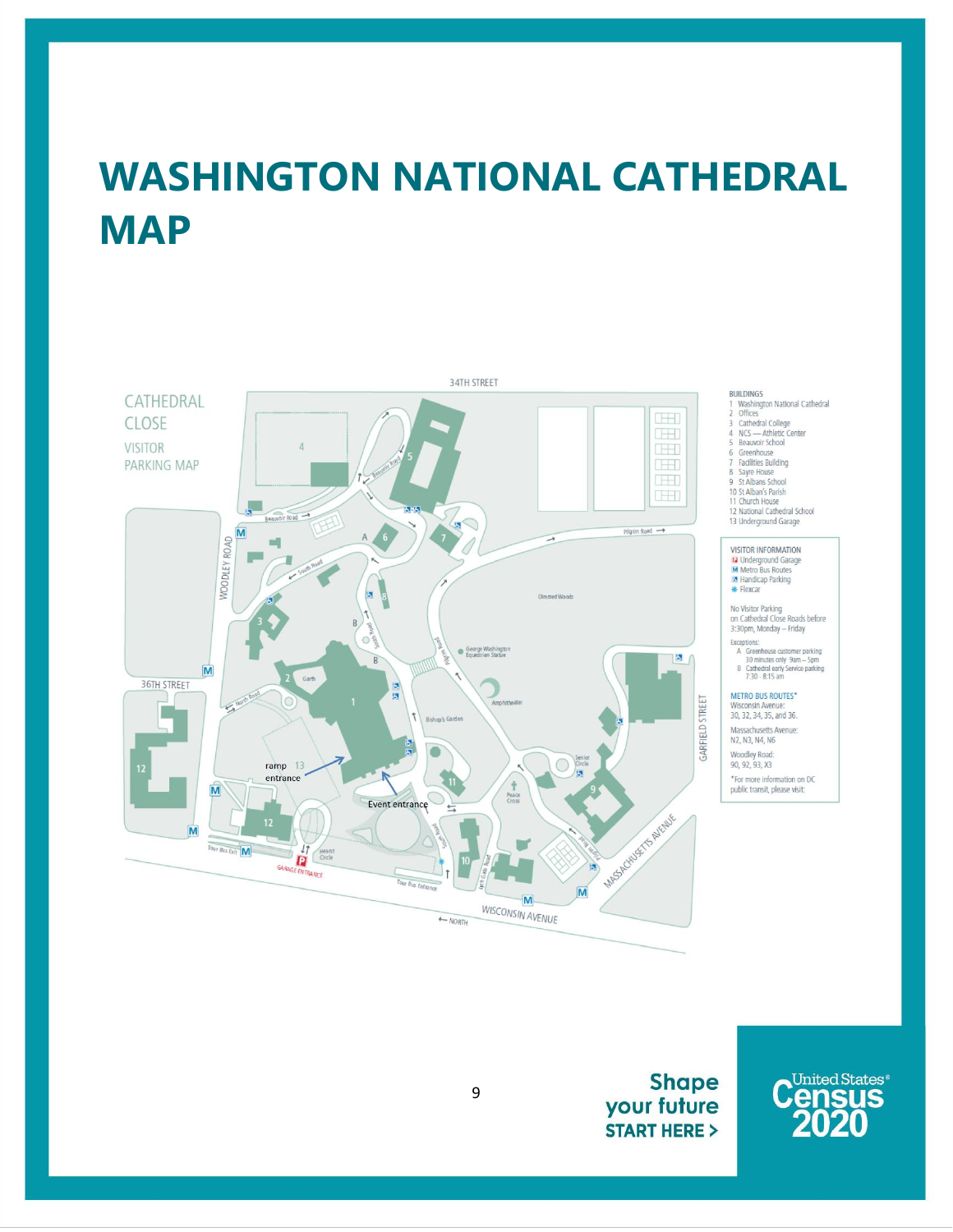# WASHINGTON NATIONAL CATHEDRAL MAP

CATHEDRAL CLOSE

VISITOR PARKING MAP

**BUILDINGS**

1. Washington National Cathedral
2. Offices
3. Cathedral College
4. NCS — Athletic Center
5. Beauvoir School
6. Greenhouse
7. Facilities Building
8. Sayre House
9. St Albans School
10. St Alban's Parish
11. Church House
12. National Cathedral School
13. Underground Garage

**VISITOR INFORMATION**

- P Underground Garage
- M Metro Bus Routes
- Handicap Parking
- Flexcar

No Visitor Parking on Cathedral Close Roads before 3:30pm, Monday – Friday

Exceptions:

- A Greenhouse customer parking 30 minutes only 9am – 5pm
- B Cathedral early Service parking 7:30 - 8:15 am

**METRO BUS ROUTES***

Wisconsin Avenue: 30, 32, 34, 35, and 36.

Massachusetts Avenue: N2, N3, N4, N6

Woodley Road: 90, 92, 93, X3

*For more information on DC public transit, please visit:

34TH STREET · 36TH STREET · WOODLEY ROAD · GARFIELD STREET · MASSACHUSETTS AVENUE · WISCONSIN AVENUE · ← NORTH

Beauvoir Road · South Road · North Road · Pilgrim Road · Olmsted Woods · George Washington Equestrian Statue · Amphitheater · Bishop's Garden · Garth · Senior Circle · Peace Cross · Tour Bus Exit · Tour Bus Entrance · GARAGE ENTRANCE

ramp entrance · Event entrance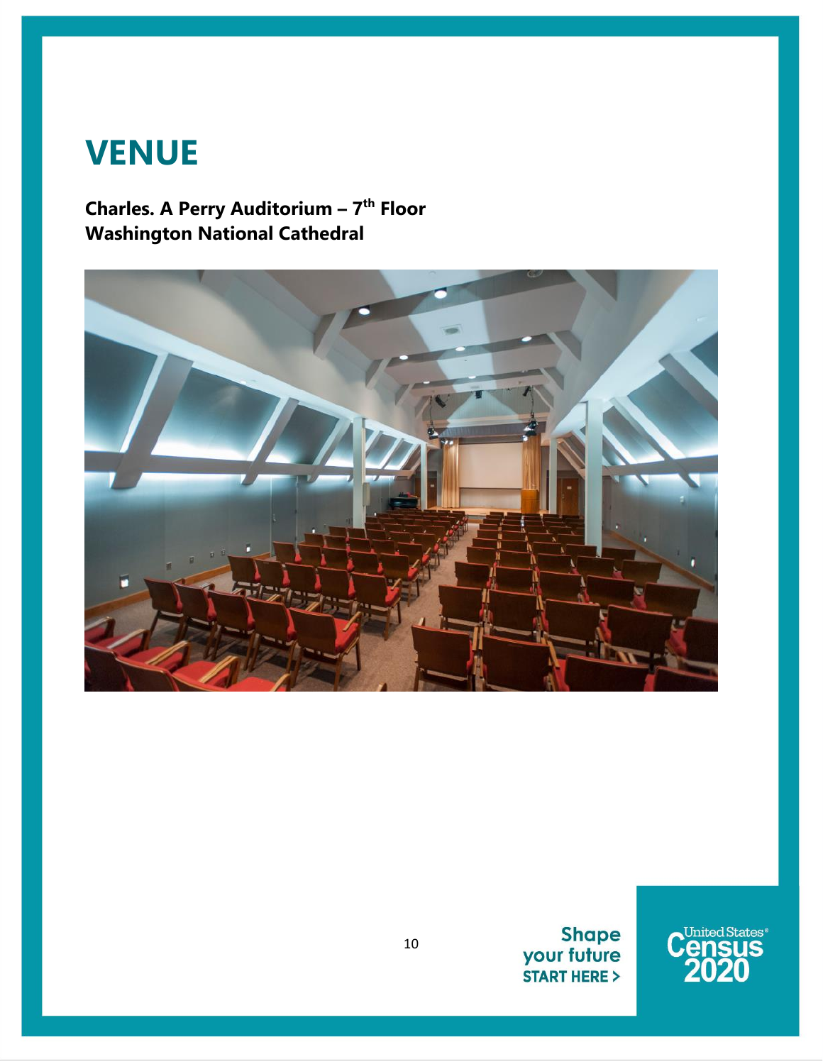# VENUE

**Charles. A Perry Auditorium – 7th Floor**
**Washington National Cathedral**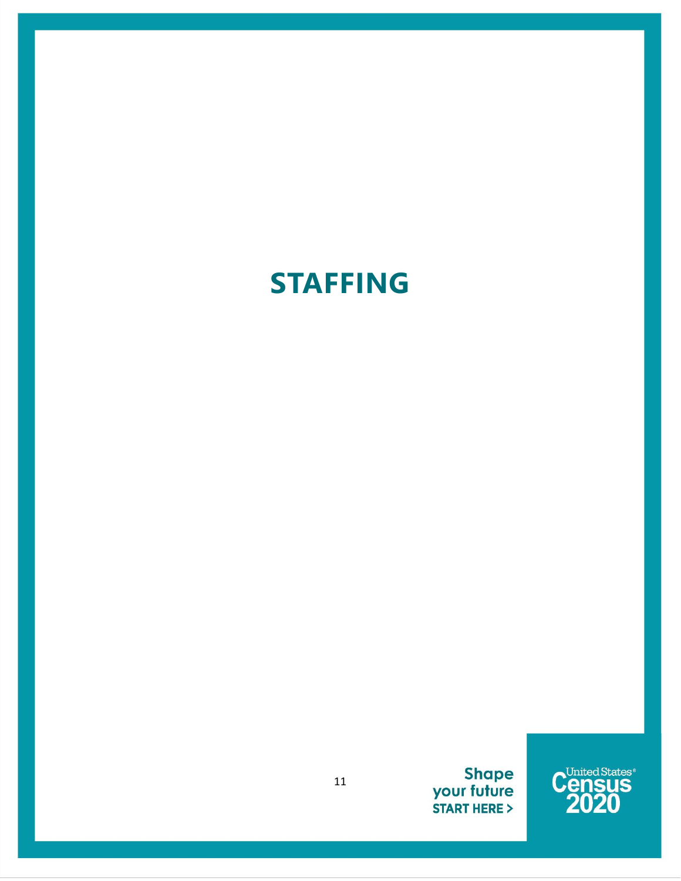# STAFFING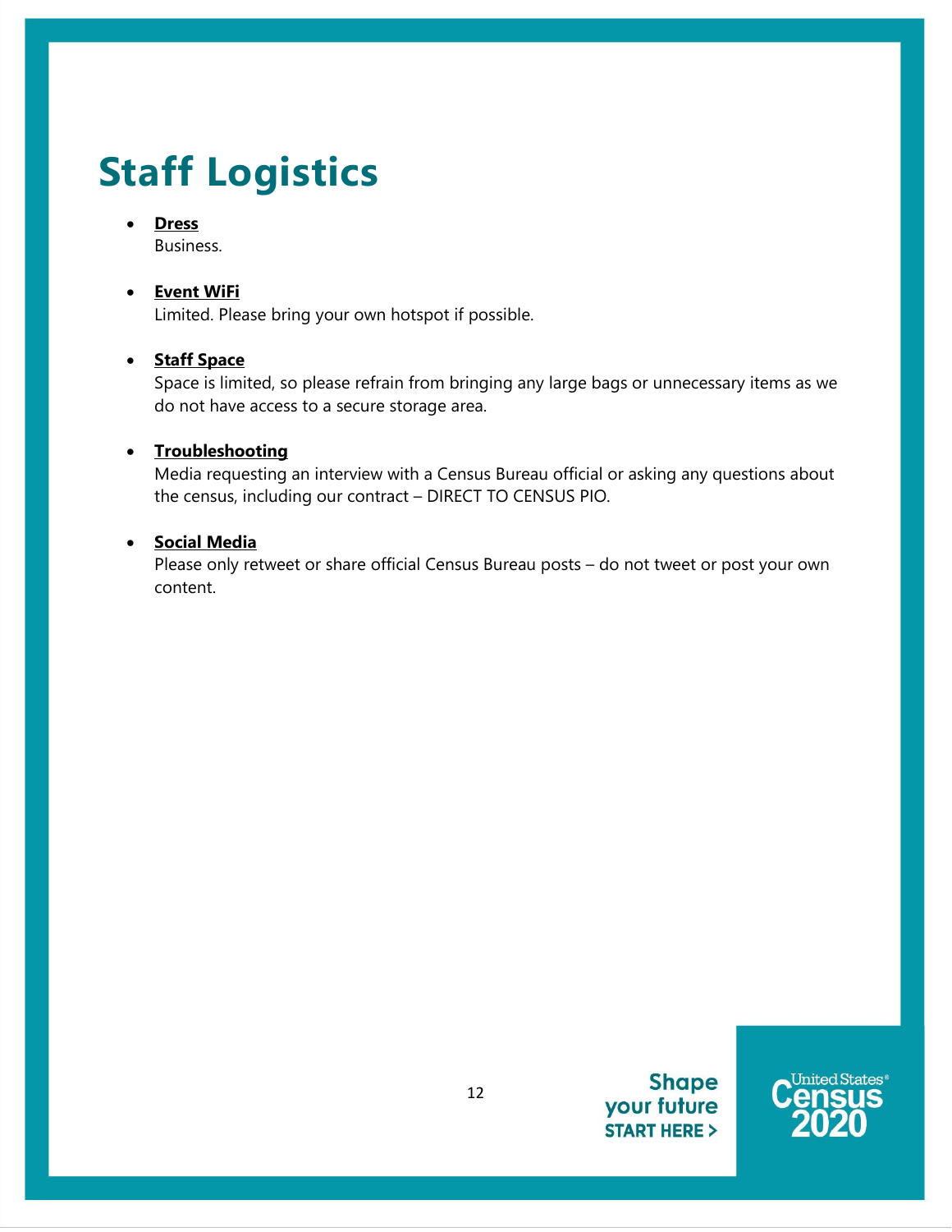# Staff Logistics

- **Dress**
  Business.

- **Event WiFi**
  Limited. Please bring your own hotspot if possible.

- **Staff Space**
  Space is limited, so please refrain from bringing any large bags or unnecessary items as we do not have access to a secure storage area.

- **Troubleshooting**
  Media requesting an interview with a Census Bureau official or asking any questions about the census, including our contract – DIRECT TO CENSUS PIO.

- **Social Media**
  Please only retweet or share official Census Bureau posts – do not tweet or post your own content.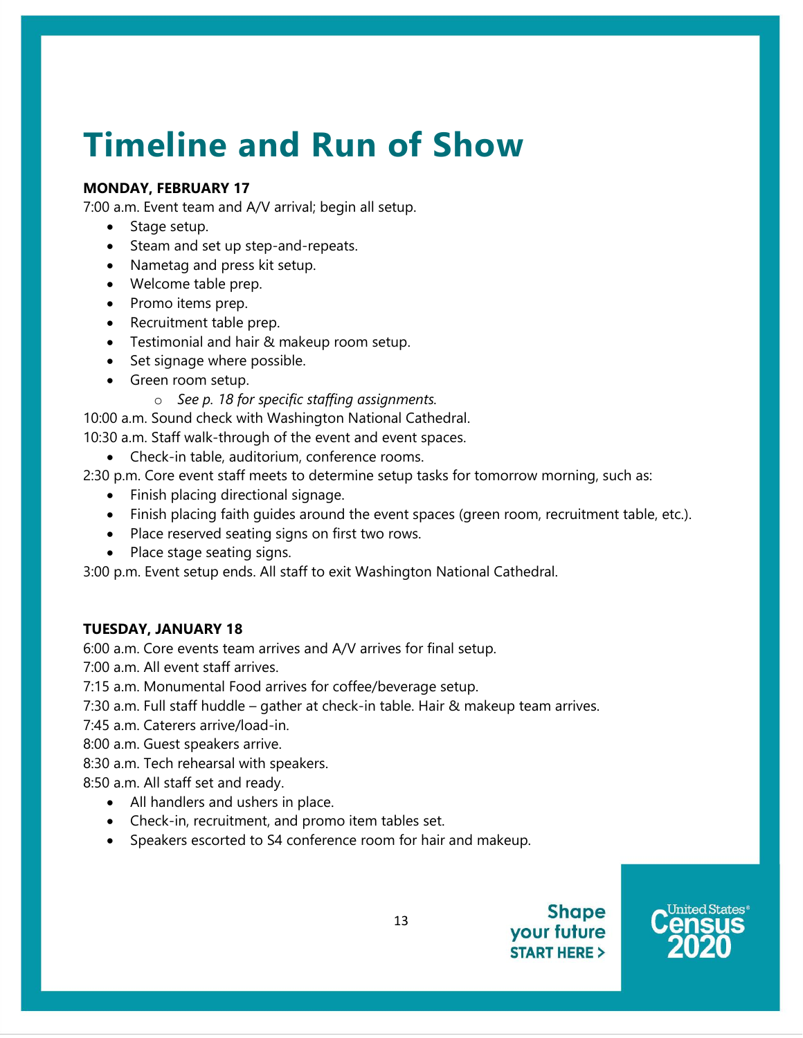# Timeline and Run of Show

**MONDAY, FEBRUARY 17**

7:00 a.m. Event team and A/V arrival; begin all setup.

- Stage setup.
- Steam and set up step-and-repeats.
- Nametag and press kit setup.
- Welcome table prep.
- Promo items prep.
- Recruitment table prep.
- Testimonial and hair & makeup room setup.
- Set signage where possible.
- Green room setup.
    - *See p. 18 for specific staffing assignments.*

10:00 a.m. Sound check with Washington National Cathedral.

10:30 a.m. Staff walk-through of the event and event spaces.

- Check-in table, auditorium, conference rooms.

2:30 p.m. Core event staff meets to determine setup tasks for tomorrow morning, such as:

- Finish placing directional signage.
- Finish placing faith guides around the event spaces (green room, recruitment table, etc.).
- Place reserved seating signs on first two rows.
- Place stage seating signs.

3:00 p.m. Event setup ends. All staff to exit Washington National Cathedral.

**TUESDAY, JANUARY 18**

6:00 a.m. Core events team arrives and A/V arrives for final setup.

7:00 a.m. All event staff arrives.

7:15 a.m. Monumental Food arrives for coffee/beverage setup.

7:30 a.m. Full staff huddle – gather at check-in table. Hair & makeup team arrives.

7:45 a.m. Caterers arrive/load-in.

8:00 a.m. Guest speakers arrive.

8:30 a.m. Tech rehearsal with speakers.

8:50 a.m. All staff set and ready.

- All handlers and ushers in place.
- Check-in, recruitment, and promo item tables set.
- Speakers escorted to S4 conference room for hair and makeup.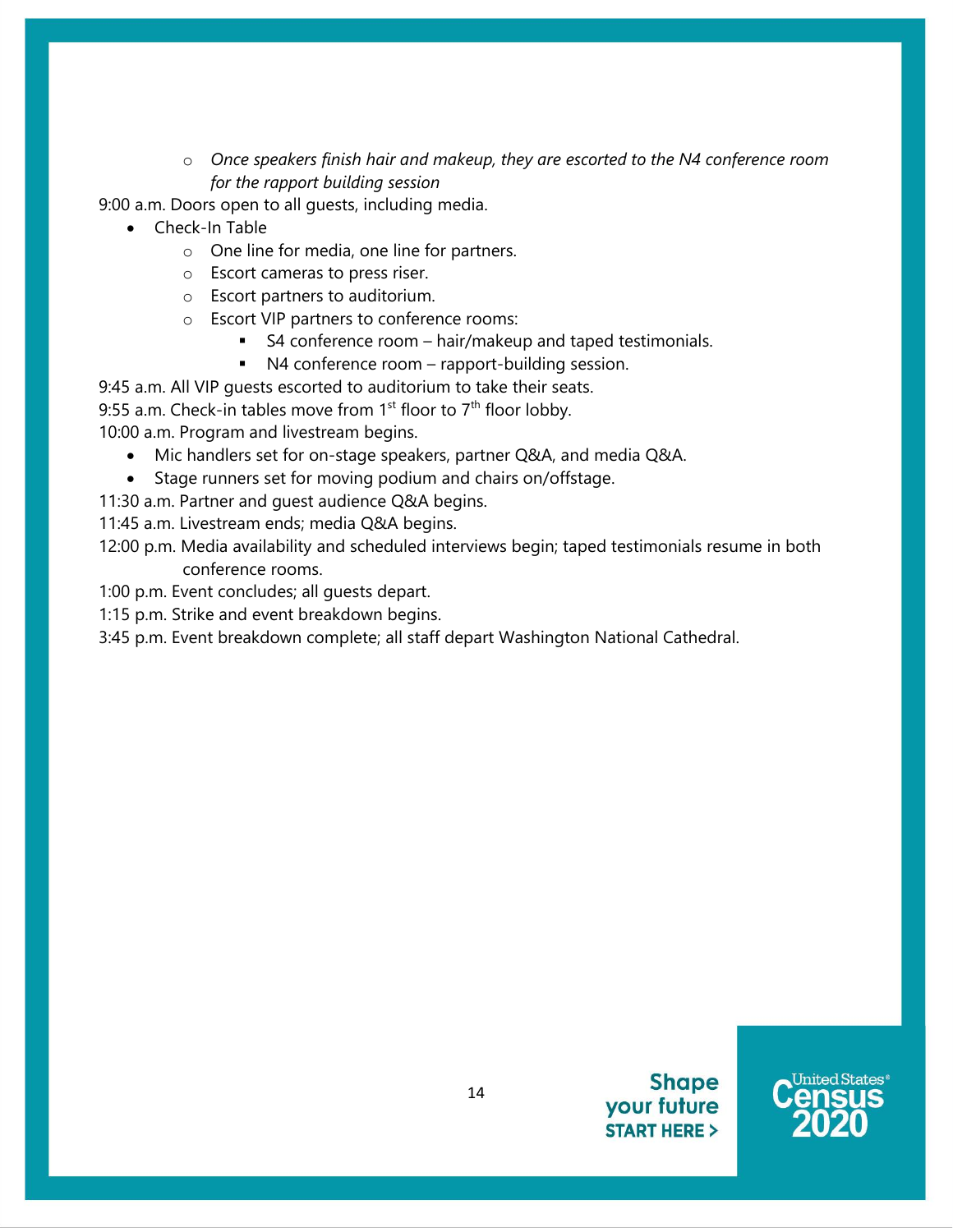- *Once speakers finish hair and makeup, they are escorted to the N4 conference room for the rapport building session*

9:00 a.m. Doors open to all guests, including media.

- Check-In Table
  - One line for media, one line for partners.
  - Escort cameras to press riser.
  - Escort partners to auditorium.
  - Escort VIP partners to conference rooms:
    - S4 conference room – hair/makeup and taped testimonials.
    - N4 conference room – rapport-building session.

9:45 a.m. All VIP guests escorted to auditorium to take their seats.

9:55 a.m. Check-in tables move from 1st floor to 7th floor lobby.

10:00 a.m. Program and livestream begins.

- Mic handlers set for on-stage speakers, partner Q&A, and media Q&A.
- Stage runners set for moving podium and chairs on/offstage.

11:30 a.m. Partner and guest audience Q&A begins.

11:45 a.m. Livestream ends; media Q&A begins.

12:00 p.m. Media availability and scheduled interviews begin; taped testimonials resume in both conference rooms.

1:00 p.m. Event concludes; all guests depart.

1:15 p.m. Strike and event breakdown begins.

3:45 p.m. Event breakdown complete; all staff depart Washington National Cathedral.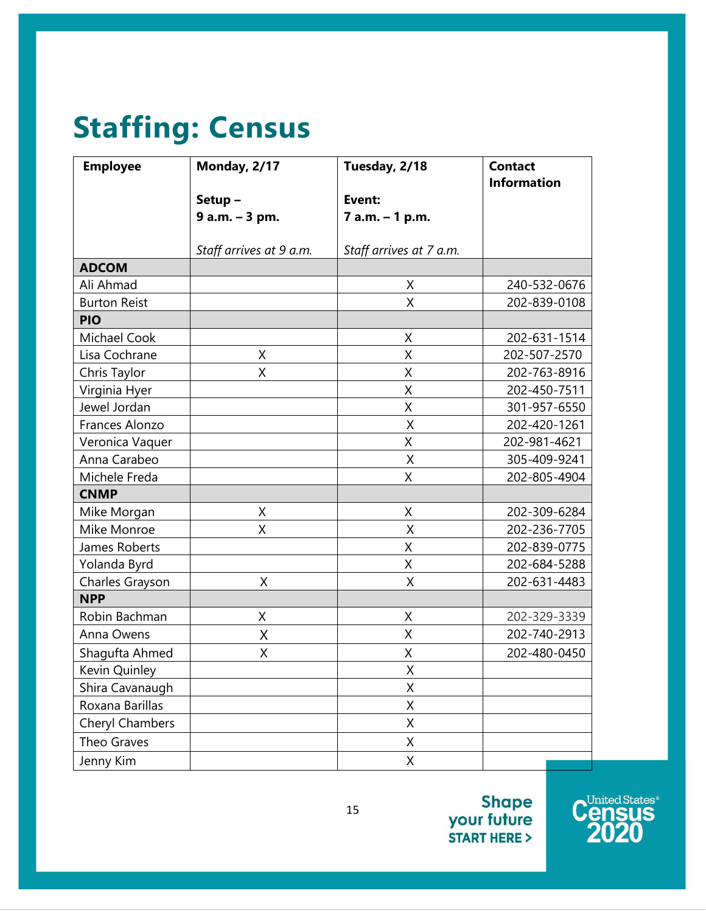# Staffing: Census

| Employee | Monday, 2/17<br><br>Setup –<br>9 a.m. – 3 pm.<br><br>*Staff arrives at 9 a.m.* | Tuesday, 2/18<br><br>Event:<br>7 a.m. – 1 p.m.<br><br>*Staff arrives at 7 a.m.* | Contact Information |
|---|---|---|---|
| **ADCOM** | | | |
| Ali Ahmad | | X | 240-532-0676 |
| Burton Reist | | X | 202-839-0108 |
| **PIO** | | | |
| Michael Cook | | X | 202-631-1514 |
| Lisa Cochrane | X | X | 202-507-2570 |
| Chris Taylor | X | X | 202-763-8916 |
| Virginia Hyer | | X | 202-450-7511 |
| Jewel Jordan | | X | 301-957-6550 |
| Frances Alonzo | | X | 202-420-1261 |
| Veronica Vaquer | | X | 202-981-4621 |
| Anna Carabeo | | X | 305-409-9241 |
| Michele Freda | | X | 202-805-4904 |
| **CNMP** | | | |
| Mike Morgan | X | X | 202-309-6284 |
| Mike Monroe | X | X | 202-236-7705 |
| James Roberts | | X | 202-839-0775 |
| Yolanda Byrd | | X | 202-684-5288 |
| Charles Grayson | X | X | 202-631-4483 |
| **NPP** | | | |
| Robin Bachman | X | X | 202-329-3339 |
| Anna Owens | X | X | 202-740-2913 |
| Shagufta Ahmed | X | X | 202-480-0450 |
| Kevin Quinley | | X | |
| Shira Cavanaugh | | X | |
| Roxana Barillas | | X | |
| Cheryl Chambers | | X | |
| Theo Graves | | X | |
| Jenny Kim | | X | |

Shape your future START HERE >

United States® Census 2020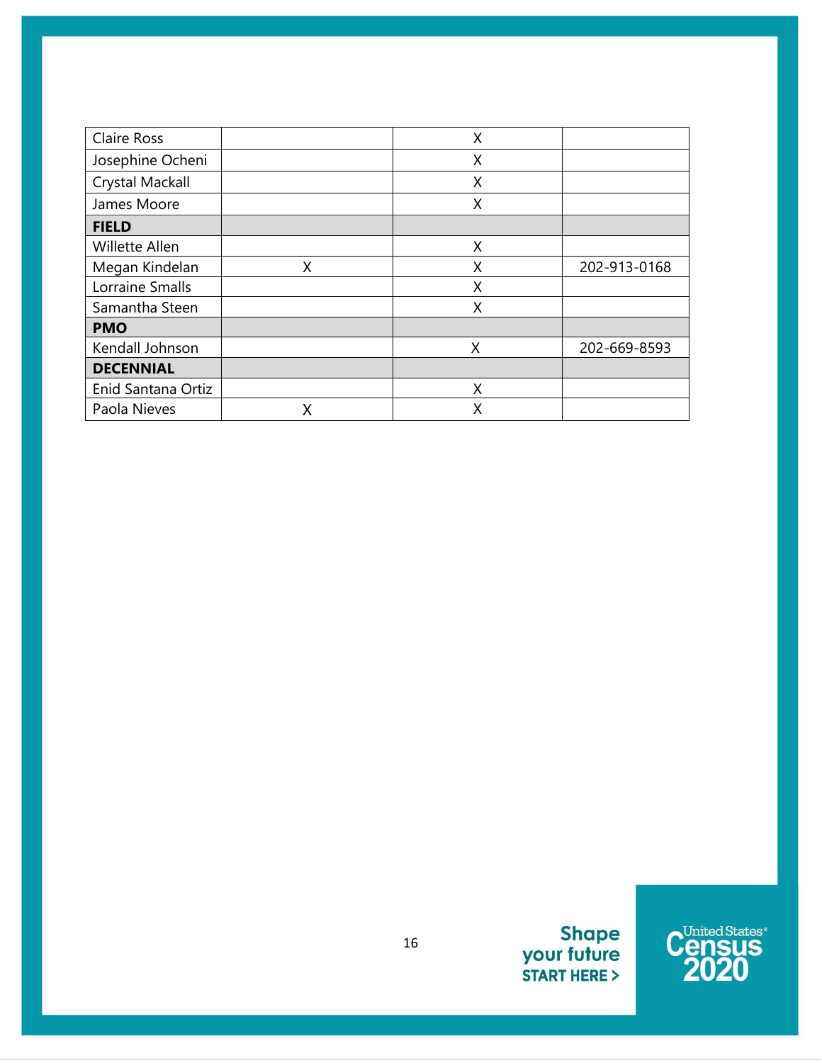| | | | |
|---|---|---|---|
| Claire Ross | | X | |
| Josephine Ocheni | | X | |
| Crystal Mackall | | X | |
| James Moore | | X | |
| **FIELD** | | | |
| Willette Allen | | X | |
| Megan Kindelan | X | X | 202-913-0168 |
| Lorraine Smalls | | X | |
| Samantha Steen | | X | |
| **PMO** | | | |
| Kendall Johnson | | X | 202-669-8593 |
| **DECENNIAL** | | | |
| Enid Santana Ortiz | | X | |
| Paola Nieves | X | X | |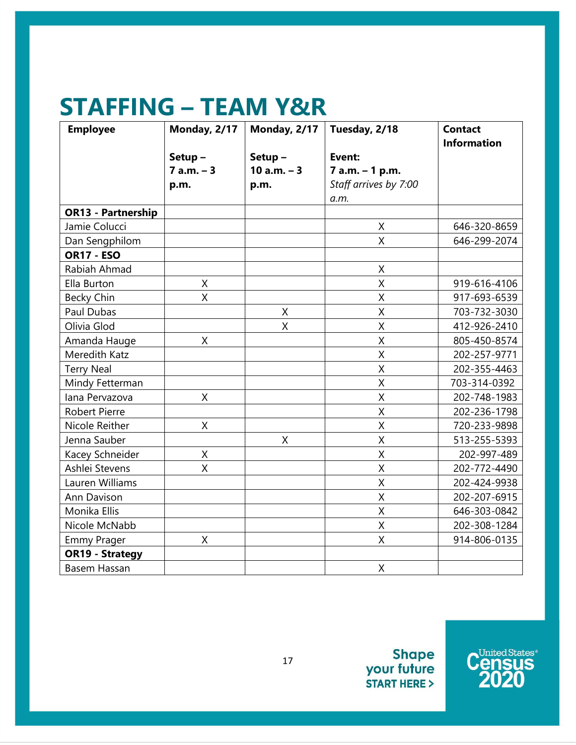# STAFFING – TEAM Y&R

| Employee | Monday, 2/17<br><br>Setup – 7 a.m. – 3 p.m. | Monday, 2/17<br><br>Setup – 10 a.m. – 3 p.m. | Tuesday, 2/18<br><br>Event: 7 a.m. – 1 p.m. *Staff arrives by 7:00 a.m.* | Contact Information |
|---|---|---|---|---|
| **OR13 - Partnership** | | | | |
| Jamie Colucci | | | X | 646-320-8659 |
| Dan Sengphilom | | | X | 646-299-2074 |
| **OR17 - ESO** | | | | |
| Rabiah Ahmad | | | X | |
| Ella Burton | X | | X | 919-616-4106 |
| Becky Chin | X | | X | 917-693-6539 |
| Paul Dubas | | X | X | 703-732-3030 |
| Olivia Glod | | X | X | 412-926-2410 |
| Amanda Hauge | X | | X | 805-450-8574 |
| Meredith Katz | | | X | 202-257-9771 |
| Terry Neal | | | X | 202-355-4463 |
| Mindy Fetterman | | | X | 703-314-0392 |
| Iana Pervazova | X | | X | 202-748-1983 |
| Robert Pierre | | | X | 202-236-1798 |
| Nicole Reither | X | | X | 720-233-9898 |
| Jenna Sauber | | X | X | 513-255-5393 |
| Kacey Schneider | X | | X | 202-997-489 |
| Ashlei Stevens | X | | X | 202-772-4490 |
| Lauren Williams | | | X | 202-424-9938 |
| Ann Davison | | | X | 202-207-6915 |
| Monika Ellis | | | X | 646-303-0842 |
| Nicole McNabb | | | X | 202-308-1284 |
| Emmy Prager | X | | X | 914-806-0135 |
| **OR19 - Strategy** | | | | |
| Basem Hassan | | | X | |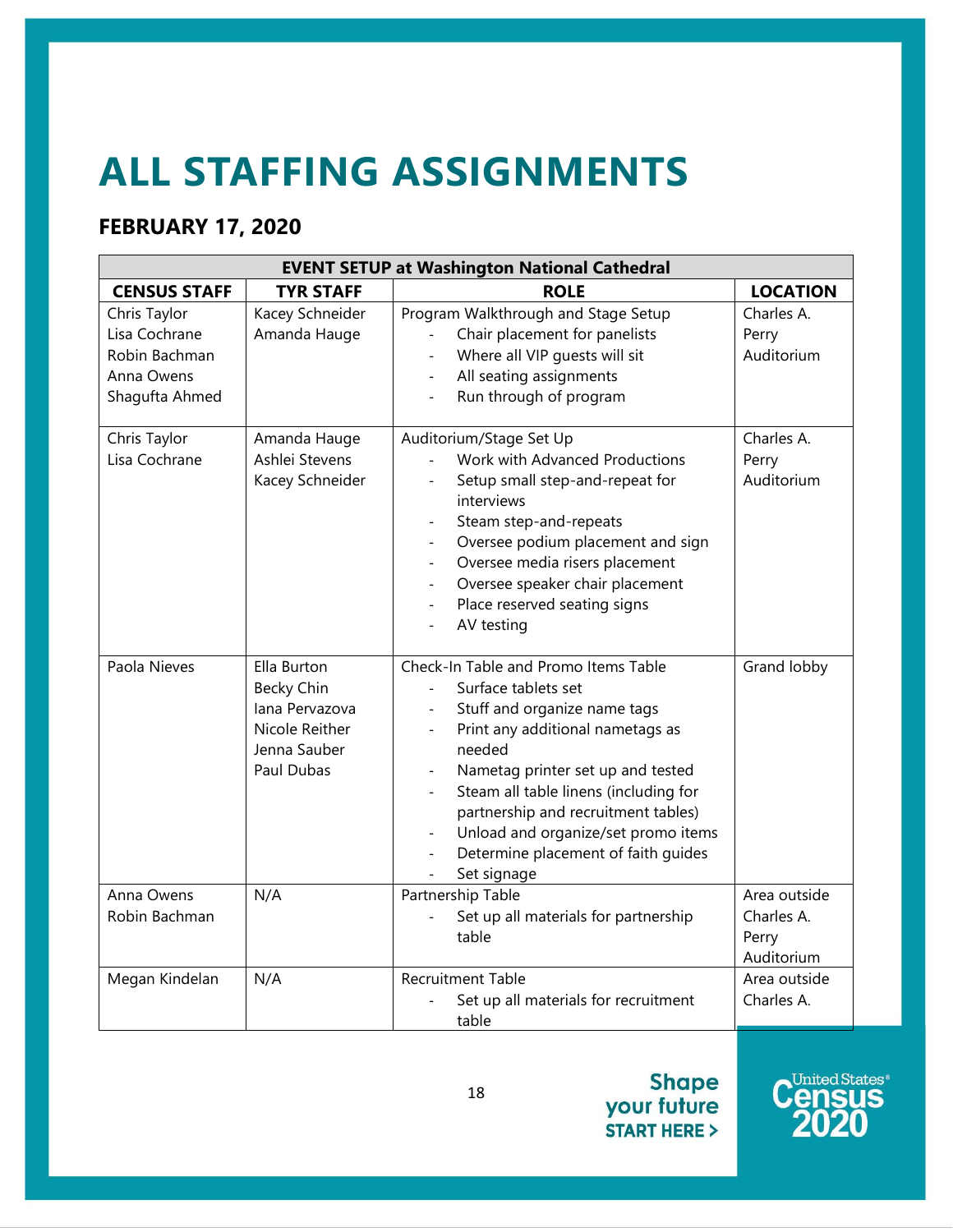# ALL STAFFING ASSIGNMENTS

## FEBRUARY 17, 2020

| EVENT SETUP at Washington National Cathedral | | | |
|---|---|---|---|
| **CENSUS STAFF** | **TYR STAFF** | **ROLE** | **LOCATION** |
| Chris Taylor<br>Lisa Cochrane<br>Robin Bachman<br>Anna Owens<br>Shagufta Ahmed | Kacey Schneider<br>Amanda Hauge | Program Walkthrough and Stage Setup<br>- Chair placement for panelists<br>- Where all VIP guests will sit<br>- All seating assignments<br>- Run through of program | Charles A. Perry Auditorium |
| Chris Taylor<br>Lisa Cochrane | Amanda Hauge<br>Ashlei Stevens<br>Kacey Schneider | Auditorium/Stage Set Up<br>- Work with Advanced Productions<br>- Setup small step-and-repeat for interviews<br>- Steam step-and-repeats<br>- Oversee podium placement and sign<br>- Oversee media risers placement<br>- Oversee speaker chair placement<br>- Place reserved seating signs<br>- AV testing | Charles A. Perry Auditorium |
| Paola Nieves | Ella Burton<br>Becky Chin<br>Iana Pervazova<br>Nicole Reither<br>Jenna Sauber<br>Paul Dubas | Check-In Table and Promo Items Table<br>- Surface tablets set<br>- Stuff and organize name tags<br>- Print any additional nametags as needed<br>- Nametag printer set up and tested<br>- Steam all table linens (including for partnership and recruitment tables)<br>- Unload and organize/set promo items<br>- Determine placement of faith guides<br>- Set signage | Grand lobby |
| Anna Owens<br>Robin Bachman | N/A | Partnership Table<br>- Set up all materials for partnership table | Area outside Charles A. Perry Auditorium |
| Megan Kindelan | N/A | Recruitment Table<br>- Set up all materials for recruitment table | Area outside Charles A. |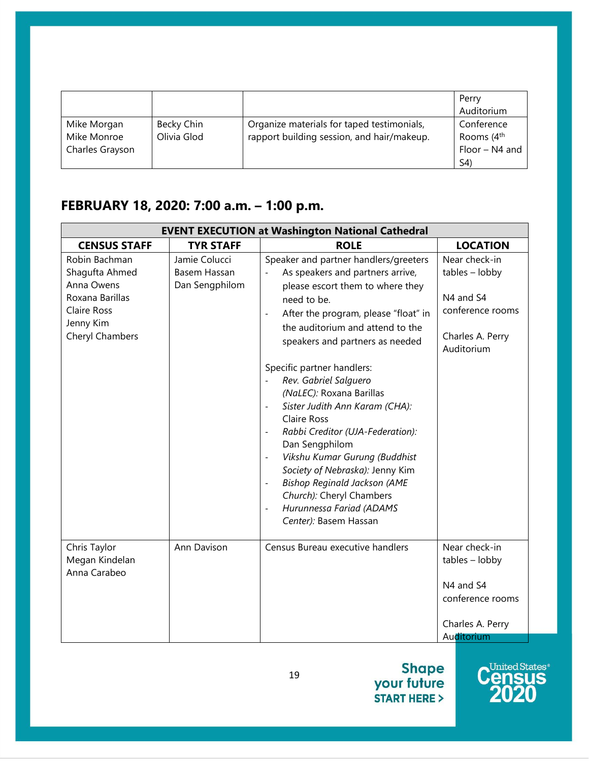| | | | Perry Auditorium |
|---|---|---|---|
| Mike Morgan<br>Mike Monroe<br>Charles Grayson | Becky Chin<br>Olivia Glod | Organize materials for taped testimonials, rapport building session, and hair/makeup. | Conference Rooms (4th Floor – N4 and S4) |

## FEBRUARY 18, 2020: 7:00 a.m. – 1:00 p.m.

| **EVENT EXECUTION at Washington National Cathedral** | | | |
|---|---|---|---|
| **CENSUS STAFF** | **TYR STAFF** | **ROLE** | **LOCATION** |
| Robin Bachman<br>Shagufta Ahmed<br>Anna Owens<br>Roxana Barillas<br>Claire Ross<br>Jenny Kim<br>Cheryl Chambers | Jamie Colucci<br>Basem Hassan<br>Dan Sengphilom | Speaker and partner handlers/greeters<br>- As speakers and partners arrive, please escort them to where they need to be.<br>- After the program, please "float" in the auditorium and attend to the speakers and partners as needed<br><br>Specific partner handlers:<br>- *Rev. Gabriel Salguero (NaLEC):* Roxana Barillas<br>- *Sister Judith Ann Karam (CHA):* Claire Ross<br>- *Rabbi Creditor (UJA-Federation):* Dan Sengphilom<br>- *Vikshu Kumar Gurung (Buddhist Society of Nebraska):* Jenny Kim<br>- *Bishop Reginald Jackson (AME Church):* Cheryl Chambers<br>- *Hurunnessa Fariad (ADAMS Center):* Basem Hassan | Near check-in tables – lobby<br><br>N4 and S4 conference rooms<br><br>Charles A. Perry Auditorium |
| Chris Taylor<br>Megan Kindelan<br>Anna Carabeo | Ann Davison | Census Bureau executive handlers | Near check-in tables – lobby<br><br>N4 and S4 conference rooms<br><br>Charles A. Perry Auditorium |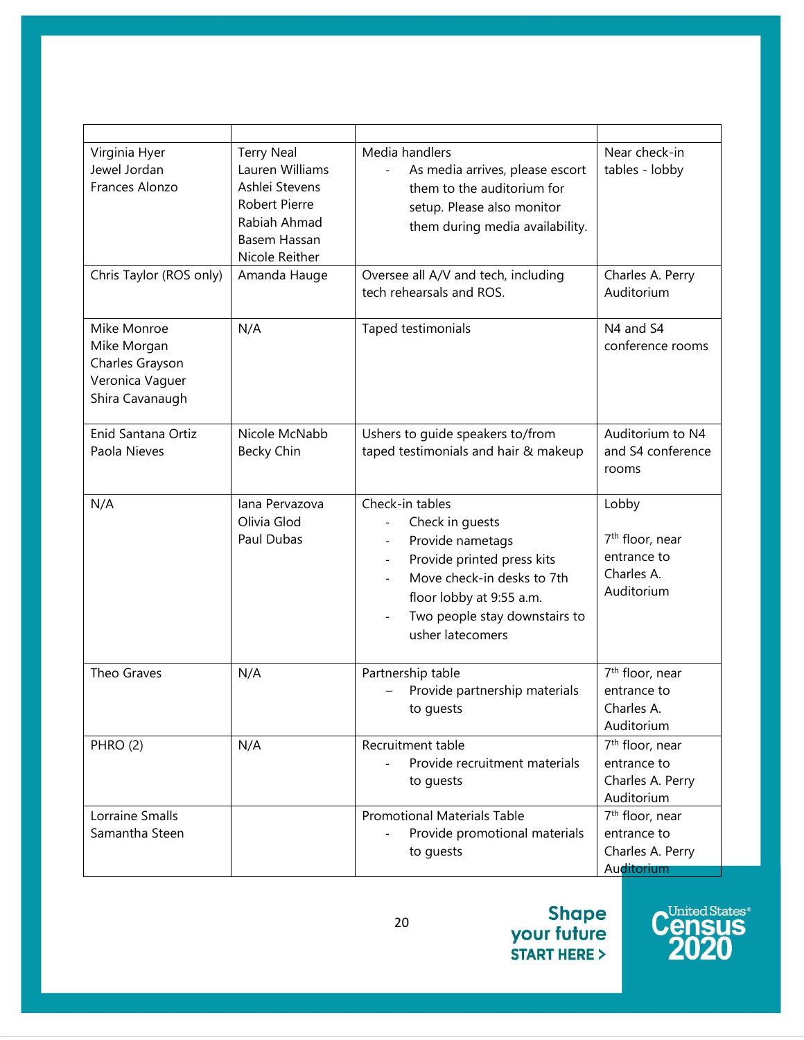| | | | |
|---|---|---|---|
| Virginia Hyer<br>Jewel Jordan<br>Frances Alonzo | Terry Neal<br>Lauren Williams<br>Ashlei Stevens<br>Robert Pierre<br>Rabiah Ahmad<br>Basem Hassan<br>Nicole Reither | Media handlers<br>- As media arrives, please escort them to the auditorium for setup. Please also monitor them during media availability. | Near check-in tables - lobby |
| Chris Taylor (ROS only) | Amanda Hauge | Oversee all A/V and tech, including tech rehearsals and ROS. | Charles A. Perry Auditorium |
| Mike Monroe<br>Mike Morgan<br>Charles Grayson<br>Veronica Vaguer<br>Shira Cavanaugh | N/A | Taped testimonials | N4 and S4 conference rooms |
| Enid Santana Ortiz<br>Paola Nieves | Nicole McNabb<br>Becky Chin | Ushers to guide speakers to/from taped testimonials and hair & makeup | Auditorium to N4 and S4 conference rooms |
| N/A | Iana Pervazova<br>Olivia Glod<br>Paul Dubas | Check-in tables<br>- Check in guests<br>- Provide nametags<br>- Provide printed press kits<br>- Move check-in desks to 7th floor lobby at 9:55 a.m.<br>- Two people stay downstairs to usher latecomers | Lobby<br><br>7th floor, near entrance to Charles A. Auditorium |
| Theo Graves | N/A | Partnership table<br>– Provide partnership materials to guests | 7th floor, near entrance to Charles A. Auditorium |
| PHRO (2) | N/A | Recruitment table<br>- Provide recruitment materials to guests | 7th floor, near entrance to Charles A. Perry Auditorium |
| Lorraine Smalls<br>Samantha Steen | | Promotional Materials Table<br>- Provide promotional materials to guests | 7th floor, near entrance to Charles A. Perry Auditorium |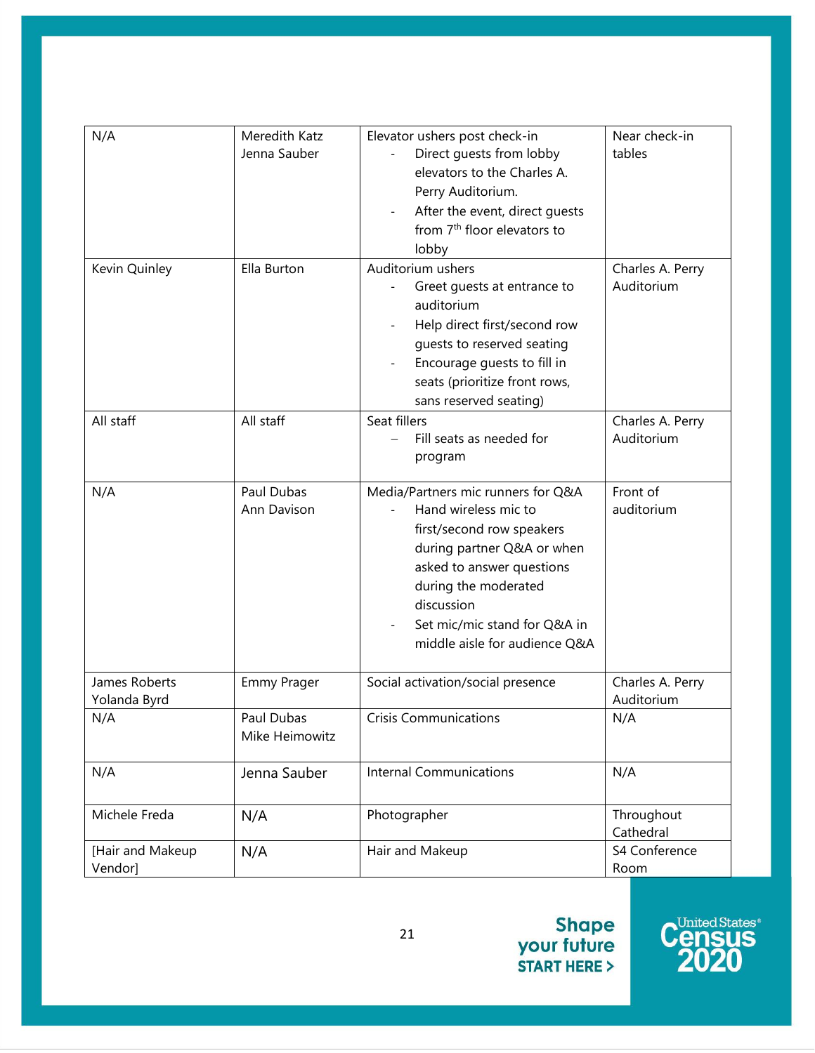| N/A | Meredith Katz<br>Jenna Sauber | Elevator ushers post check-in<br>- Direct guests from lobby elevators to the Charles A. Perry Auditorium.<br>- After the event, direct guests from 7th floor elevators to lobby | Near check-in tables |
|---|---|---|---|
| Kevin Quinley | Ella Burton | Auditorium ushers<br>- Greet guests at entrance to auditorium<br>- Help direct first/second row guests to reserved seating<br>- Encourage guests to fill in seats (prioritize front rows, sans reserved seating) | Charles A. Perry Auditorium |
| All staff | All staff | Seat fillers<br>– Fill seats as needed for program | Charles A. Perry Auditorium |
| N/A | Paul Dubas<br>Ann Davison | Media/Partners mic runners for Q&A<br>- Hand wireless mic to first/second row speakers during partner Q&A or when asked to answer questions during the moderated discussion<br>- Set mic/mic stand for Q&A in middle aisle for audience Q&A | Front of auditorium |
| James Roberts<br>Yolanda Byrd | Emmy Prager | Social activation/social presence | Charles A. Perry Auditorium |
| N/A | Paul Dubas<br>Mike Heimowitz | Crisis Communications | N/A |
| N/A | Jenna Sauber | Internal Communications | N/A |
| Michele Freda | N/A | Photographer | Throughout Cathedral |
| [Hair and Makeup Vendor] | N/A | Hair and Makeup | S4 Conference Room |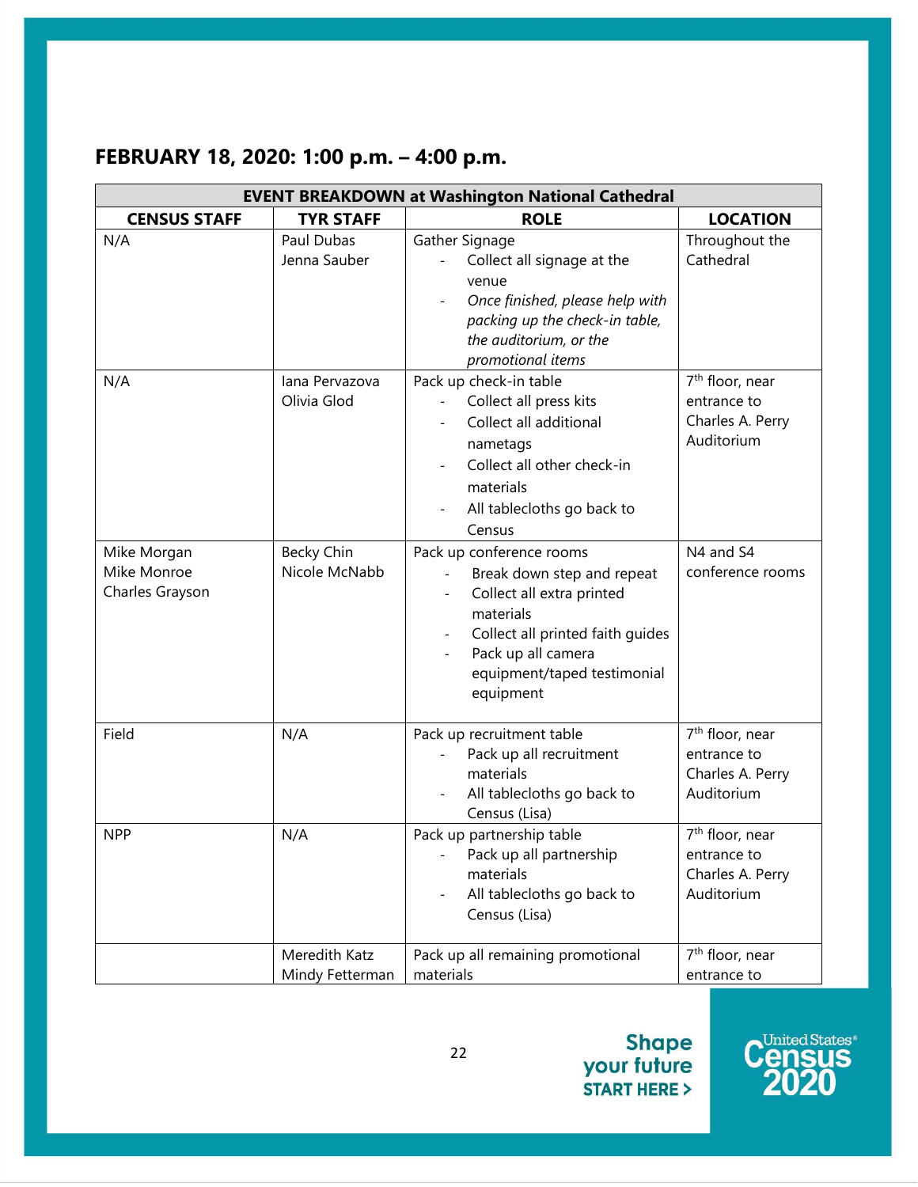## FEBRUARY 18, 2020: 1:00 p.m. – 4:00 p.m.

| EVENT BREAKDOWN at Washington National Cathedral | | | |
|---|---|---|---|
| **CENSUS STAFF** | **TYR STAFF** | **ROLE** | **LOCATION** |
| N/A | Paul Dubas<br>Jenna Sauber | Gather Signage<br>- Collect all signage at the venue<br>- *Once finished, please help with packing up the check-in table, the auditorium, or the promotional items* | Throughout the Cathedral |
| N/A | Iana Pervazova<br>Olivia Glod | Pack up check-in table<br>- Collect all press kits<br>- Collect all additional nametags<br>- Collect all other check-in materials<br>- All tablecloths go back to Census | 7th floor, near entrance to Charles A. Perry Auditorium |
| Mike Morgan<br>Mike Monroe<br>Charles Grayson | Becky Chin<br>Nicole McNabb | Pack up conference rooms<br>- Break down step and repeat<br>- Collect all extra printed materials<br>- Collect all printed faith guides<br>- Pack up all camera equipment/taped testimonial equipment | N4 and S4 conference rooms |
| Field | N/A | Pack up recruitment table<br>- Pack up all recruitment materials<br>- All tablecloths go back to Census (Lisa) | 7th floor, near entrance to Charles A. Perry Auditorium |
| NPP | N/A | Pack up partnership table<br>- Pack up all partnership materials<br>- All tablecloths go back to Census (Lisa) | 7th floor, near entrance to Charles A. Perry Auditorium |
| | Meredith Katz<br>Mindy Fetterman | Pack up all remaining promotional materials | 7th floor, near entrance to |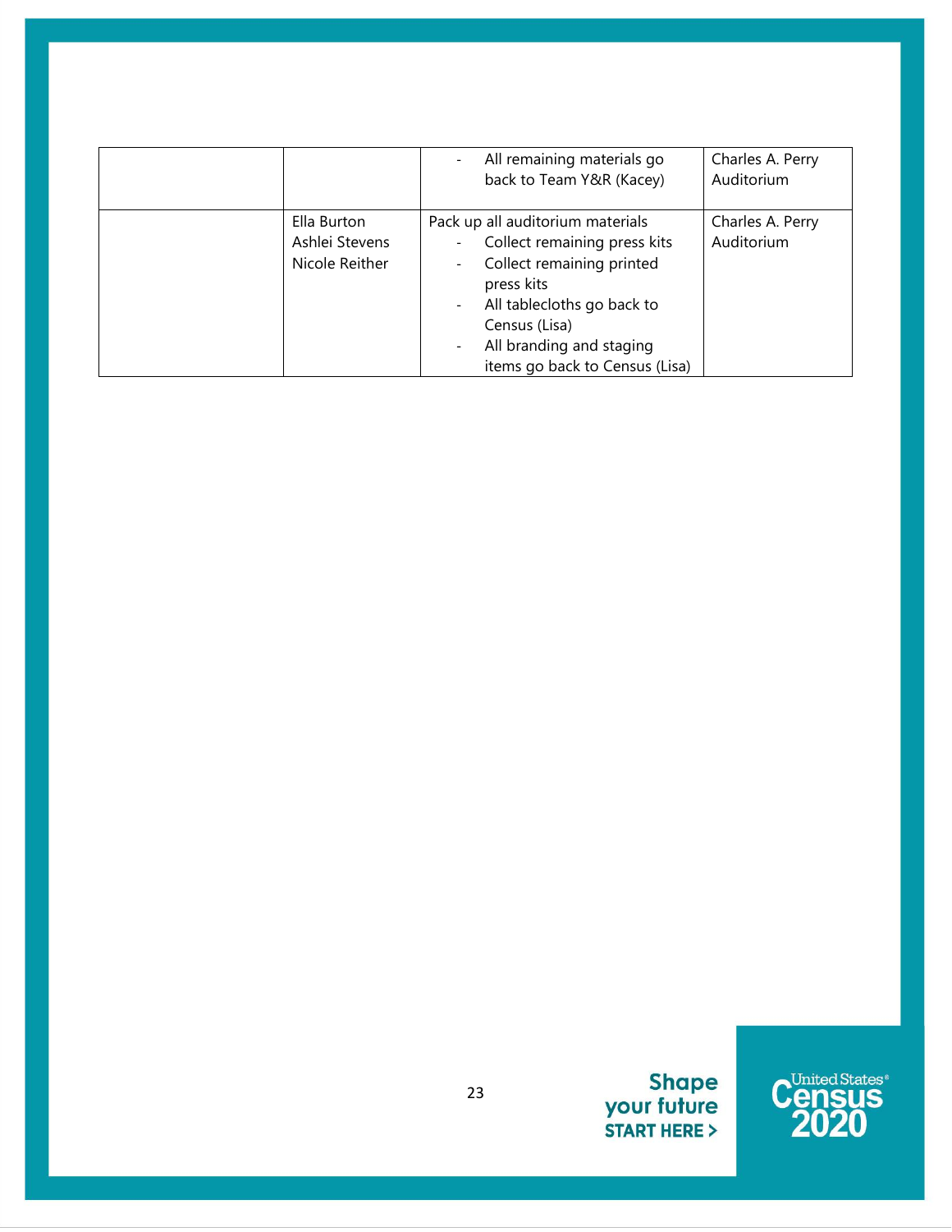| | | | |
|---|---|---|---|
| | | - All remaining materials go back to Team Y&R (Kacey) | Charles A. Perry Auditorium |
| | Ella Burton<br>Ashlei Stevens<br>Nicole Reither | Pack up all auditorium materials<br>- Collect remaining press kits<br>- Collect remaining printed press kits<br>- All tablecloths go back to Census (Lisa)<br>- All branding and staging items go back to Census (Lisa) | Charles A. Perry Auditorium |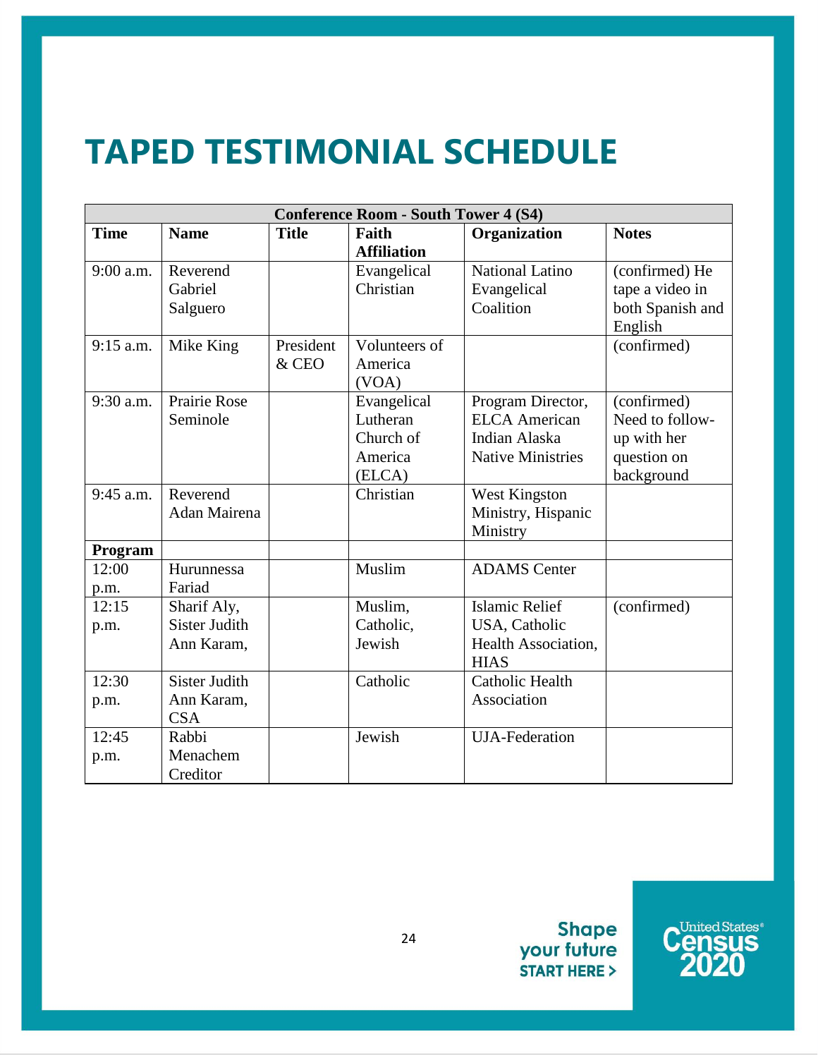# TAPED TESTIMONIAL SCHEDULE

| Conference Room - South Tower 4 (S4) | | | | | |
|---|---|---|---|---|---|
| **Time** | **Name** | **Title** | **Faith Affiliation** | **Organization** | **Notes** |
| 9:00 a.m. | Reverend Gabriel Salguero | | Evangelical Christian | National Latino Evangelical Coalition | (confirmed) He tape a video in both Spanish and English |
| 9:15 a.m. | Mike King | President & CEO | Volunteers of America (VOA) | | (confirmed) |
| 9:30 a.m. | Prairie Rose Seminole | | Evangelical Lutheran Church of America (ELCA) | Program Director, ELCA American Indian Alaska Native Ministries | (confirmed) Need to follow-up with her question on background |
| 9:45 a.m. | Reverend Adan Mairena | | Christian | West Kingston Ministry, Hispanic Ministry | |
| **Program** | | | | | |
| 12:00 p.m. | Hurunnessa Fariad | | Muslim | ADAMS Center | |
| 12:15 p.m. | Sharif Aly, Sister Judith Ann Karam, | | Muslim, Catholic, Jewish | Islamic Relief USA, Catholic Health Association, HIAS | (confirmed) |
| 12:30 p.m. | Sister Judith Ann Karam, CSA | | Catholic | Catholic Health Association | |
| 12:45 p.m. | Rabbi Menachem Creditor | | Jewish | UJA-Federation | |

Shape your future START HERE >

United States Census 2020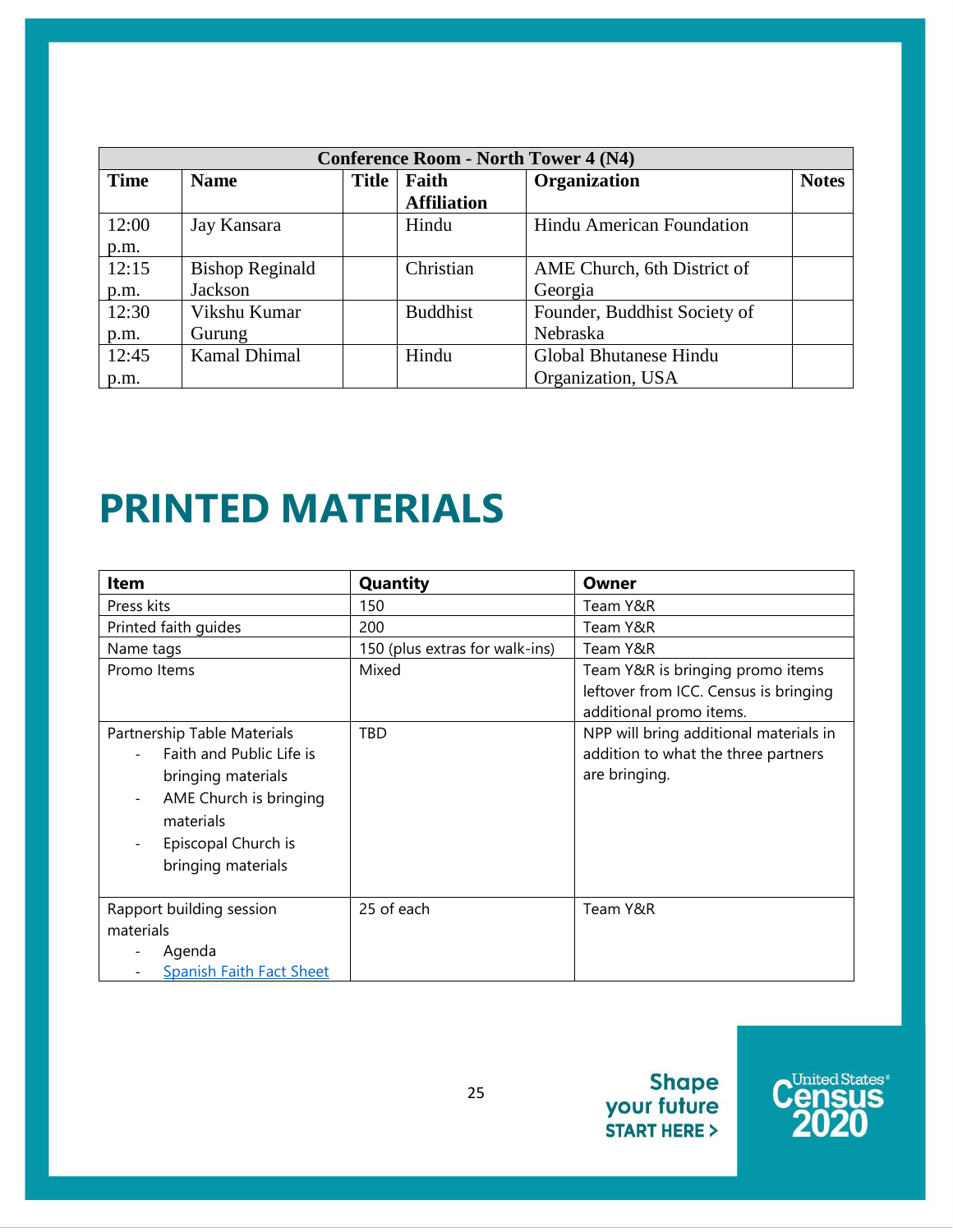| Conference Room - North Tower 4 (N4) | | | | | |
|---|---|---|---|---|---|
| **Time** | **Name** | **Title** | **Faith Affiliation** | **Organization** | **Notes** |
| 12:00 p.m. | Jay Kansara | | Hindu | Hindu American Foundation | |
| 12:15 p.m. | Bishop Reginald Jackson | | Christian | AME Church, 6th District of Georgia | |
| 12:30 p.m. | Vikshu Kumar Gurung | | Buddhist | Founder, Buddhist Society of Nebraska | |
| 12:45 p.m. | Kamal Dhimal | | Hindu | Global Bhutanese Hindu Organization, USA | |

# PRINTED MATERIALS

| Item | Quantity | Owner |
|---|---|---|
| Press kits | 150 | Team Y&R |
| Printed faith guides | 200 | Team Y&R |
| Name tags | 150 (plus extras for walk-ins) | Team Y&R |
| Promo Items | Mixed | Team Y&R is bringing promo items leftover from ICC. Census is bringing additional promo items. |
| Partnership Table Materials<br>- Faith and Public Life is bringing materials<br>- AME Church is bringing materials<br>- Episcopal Church is bringing materials | TBD | NPP will bring additional materials in addition to what the three partners are bringing. |
| Rapport building session materials<br>- Agenda<br>- Spanish Faith Fact Sheet | 25 of each | Team Y&R |

Shape your future START HERE >

United States Census 2020